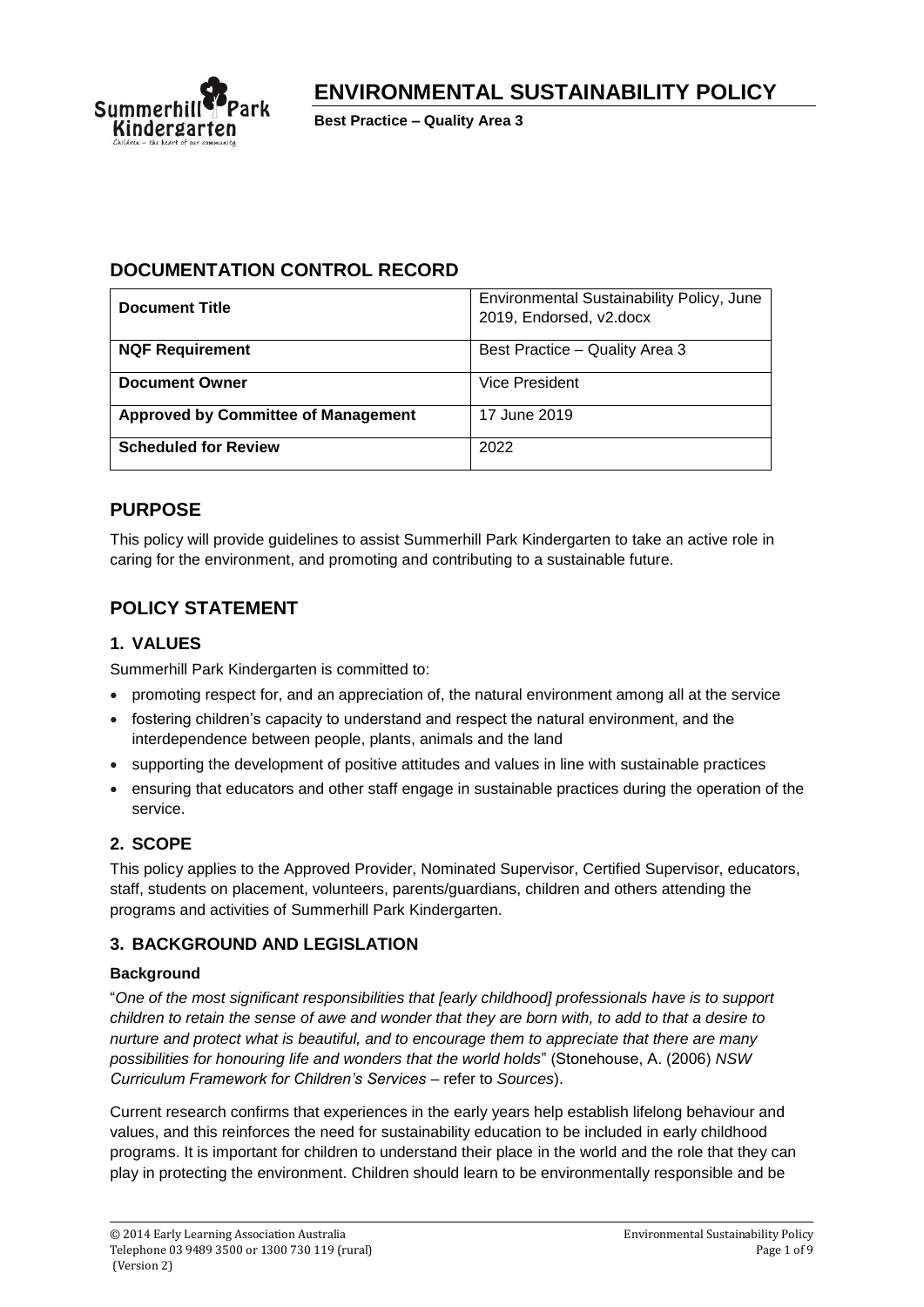# ENVIRONMENTAL SUSTAINABILITY POLICY

**Best Practice – Quality Area 3**

## DOCUMENTATION CONTROL RECORD

| **Document Title** | Environmental Sustainability Policy, June 2019, Endorsed, v2.docx |
|---|---|
| **NQF Requirement** | Best Practice – Quality Area 3 |
| **Document Owner** | Vice President |
| **Approved by Committee of Management** | 17 June 2019 |
| **Scheduled for Review** | 2022 |

## PURPOSE

This policy will provide guidelines to assist Summerhill Park Kindergarten to take an active role in caring for the environment, and promoting and contributing to a sustainable future.

## POLICY STATEMENT

### 1. VALUES

Summerhill Park Kindergarten is committed to:

- promoting respect for, and an appreciation of, the natural environment among all at the service
- fostering children's capacity to understand and respect the natural environment, and the interdependence between people, plants, animals and the land
- supporting the development of positive attitudes and values in line with sustainable practices
- ensuring that educators and other staff engage in sustainable practices during the operation of the service.

### 2. SCOPE

This policy applies to the Approved Provider, Nominated Supervisor, Certified Supervisor, educators, staff, students on placement, volunteers, parents/guardians, children and others attending the programs and activities of Summerhill Park Kindergarten.

### 3. BACKGROUND AND LEGISLATION

#### Background

"*One of the most significant responsibilities that [early childhood] professionals have is to support children to retain the sense of awe and wonder that they are born with, to add to that a desire to nurture and protect what is beautiful, and to encourage them to appreciate that there are many possibilities for honouring life and wonders that the world holds*" (Stonehouse, A. (2006) *NSW Curriculum Framework for Children's Services* – refer to *Sources*).

Current research confirms that experiences in the early years help establish lifelong behaviour and values, and this reinforces the need for sustainability education to be included in early childhood programs. It is important for children to understand their place in the world and the role that they can play in protecting the environment. Children should learn to be environmentally responsible and be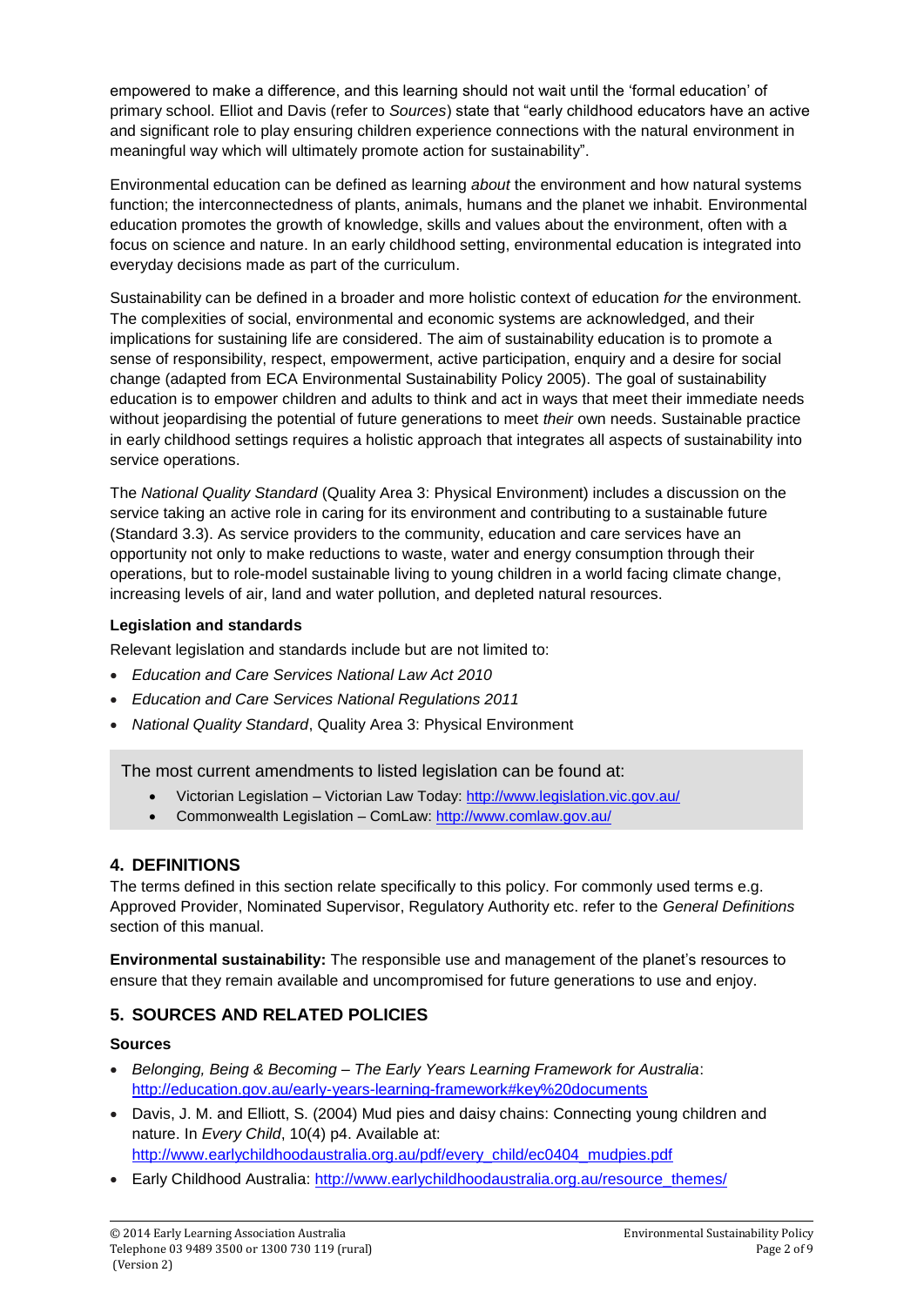empowered to make a difference, and this learning should not wait until the 'formal education' of primary school. Elliot and Davis (refer to *Sources*) state that "early childhood educators have an active and significant role to play ensuring children experience connections with the natural environment in meaningful way which will ultimately promote action for sustainability".

Environmental education can be defined as learning *about* the environment and how natural systems function; the interconnectedness of plants, animals, humans and the planet we inhabit. Environmental education promotes the growth of knowledge, skills and values about the environment, often with a focus on science and nature. In an early childhood setting, environmental education is integrated into everyday decisions made as part of the curriculum.

Sustainability can be defined in a broader and more holistic context of education *for* the environment. The complexities of social, environmental and economic systems are acknowledged, and their implications for sustaining life are considered. The aim of sustainability education is to promote a sense of responsibility, respect, empowerment, active participation, enquiry and a desire for social change (adapted from ECA Environmental Sustainability Policy 2005). The goal of sustainability education is to empower children and adults to think and act in ways that meet their immediate needs without jeopardising the potential of future generations to meet *their* own needs. Sustainable practice in early childhood settings requires a holistic approach that integrates all aspects of sustainability into service operations.

The *National Quality Standard* (Quality Area 3: Physical Environment) includes a discussion on the service taking an active role in caring for its environment and contributing to a sustainable future (Standard 3.3). As service providers to the community, education and care services have an opportunity not only to make reductions to waste, water and energy consumption through their operations, but to role-model sustainable living to young children in a world facing climate change, increasing levels of air, land and water pollution, and depleted natural resources.

**Legislation and standards**

Relevant legislation and standards include but are not limited to:

- *Education and Care Services National Law Act 2010*
- *Education and Care Services National Regulations 2011*
- *National Quality Standard*, Quality Area 3: Physical Environment

The most current amendments to listed legislation can be found at:

- Victorian Legislation – Victorian Law Today: http://www.legislation.vic.gov.au/
- Commonwealth Legislation – ComLaw: http://www.comlaw.gov.au/

## 4. DEFINITIONS

The terms defined in this section relate specifically to this policy. For commonly used terms e.g. Approved Provider, Nominated Supervisor, Regulatory Authority etc. refer to the *General Definitions* section of this manual.

**Environmental sustainability:** The responsible use and management of the planet's resources to ensure that they remain available and uncompromised for future generations to use and enjoy.

## 5. SOURCES AND RELATED POLICIES

**Sources**

- *Belonging, Being & Becoming – The Early Years Learning Framework for Australia*: http://education.gov.au/early-years-learning-framework#key%20documents
- Davis, J. M. and Elliott, S. (2004) Mud pies and daisy chains: Connecting young children and nature. In *Every Child*, 10(4) p4. Available at: http://www.earlychildhoodaustralia.org.au/pdf/every_child/ec0404_mudpies.pdf
- Early Childhood Australia: http://www.earlychildhoodaustralia.org.au/resource_themes/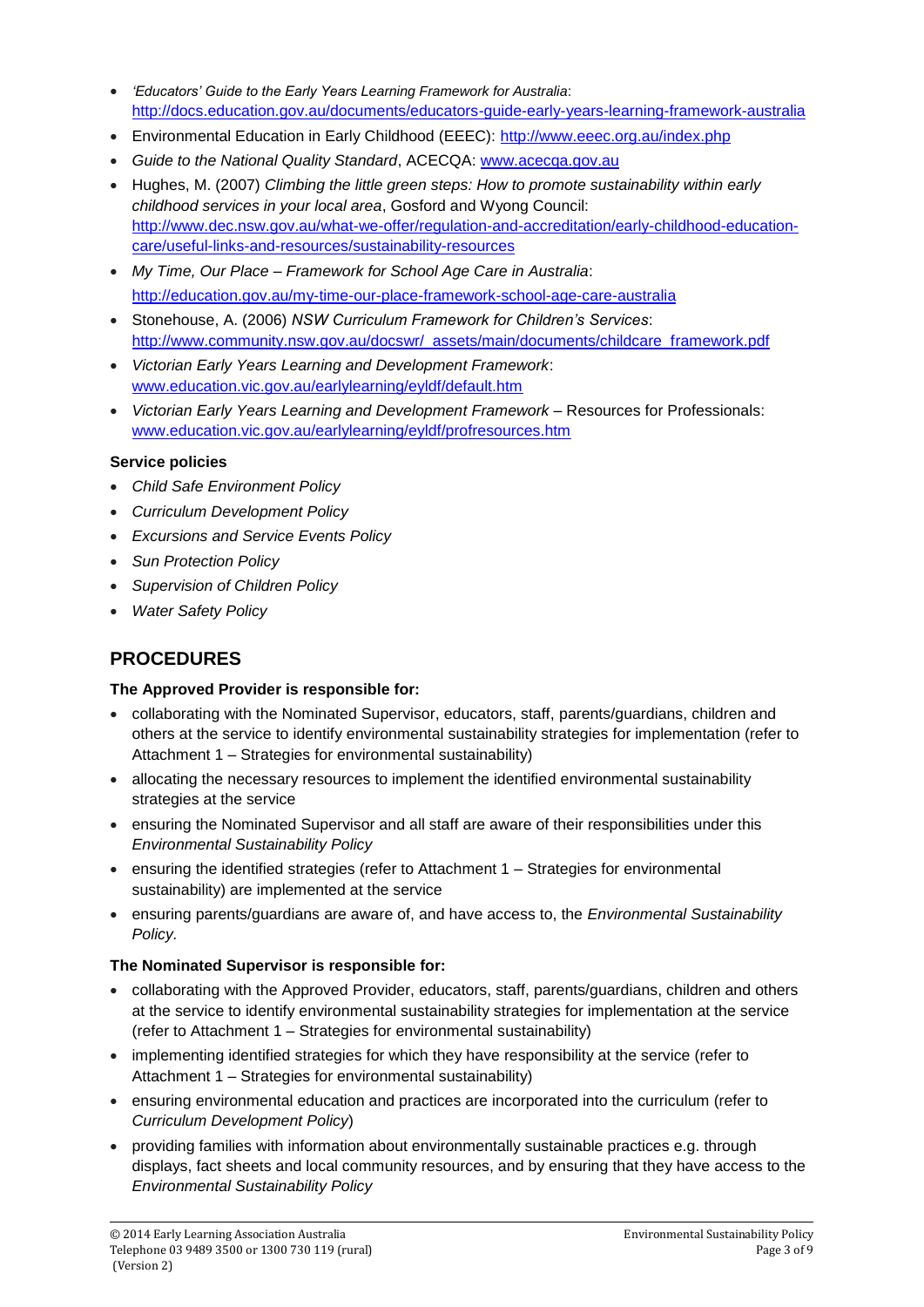- *'Educators' Guide to the Early Years Learning Framework for Australia*: http://docs.education.gov.au/documents/educators-guide-early-years-learning-framework-australia
- Environmental Education in Early Childhood (EEEC): http://www.eeec.org.au/index.php
- *Guide to the National Quality Standard*, ACECQA: www.acecqa.gov.au
- Hughes, M. (2007) *Climbing the little green steps: How to promote sustainability within early childhood services in your local area*, Gosford and Wyong Council: http://www.dec.nsw.gov.au/what-we-offer/regulation-and-accreditation/early-childhood-education-care/useful-links-and-resources/sustainability-resources
- *My Time, Our Place – Framework for School Age Care in Australia*: http://education.gov.au/my-time-our-place-framework-school-age-care-australia
- Stonehouse, A. (2006) *NSW Curriculum Framework for Children's Services*: http://www.community.nsw.gov.au/docswr/_assets/main/documents/childcare_framework.pdf
- *Victorian Early Years Learning and Development Framework*: www.education.vic.gov.au/earlylearning/eyldf/default.htm
- *Victorian Early Years Learning and Development Framework* – Resources for Professionals: www.education.vic.gov.au/earlylearning/eyldf/profresources.htm

**Service policies**

- *Child Safe Environment Policy*
- *Curriculum Development Policy*
- *Excursions and Service Events Policy*
- *Sun Protection Policy*
- *Supervision of Children Policy*
- *Water Safety Policy*

## PROCEDURES

**The Approved Provider is responsible for:**

- collaborating with the Nominated Supervisor, educators, staff, parents/guardians, children and others at the service to identify environmental sustainability strategies for implementation (refer to Attachment 1 – Strategies for environmental sustainability)
- allocating the necessary resources to implement the identified environmental sustainability strategies at the service
- ensuring the Nominated Supervisor and all staff are aware of their responsibilities under this *Environmental Sustainability Policy*
- ensuring the identified strategies (refer to Attachment 1 – Strategies for environmental sustainability) are implemented at the service
- ensuring parents/guardians are aware of, and have access to, the *Environmental Sustainability Policy.*

**The Nominated Supervisor is responsible for:**

- collaborating with the Approved Provider, educators, staff, parents/guardians, children and others at the service to identify environmental sustainability strategies for implementation at the service (refer to Attachment 1 – Strategies for environmental sustainability)
- implementing identified strategies for which they have responsibility at the service (refer to Attachment 1 – Strategies for environmental sustainability)
- ensuring environmental education and practices are incorporated into the curriculum (refer to *Curriculum Development Policy*)
- providing families with information about environmentally sustainable practices e.g. through displays, fact sheets and local community resources, and by ensuring that they have access to the *Environmental Sustainability Policy*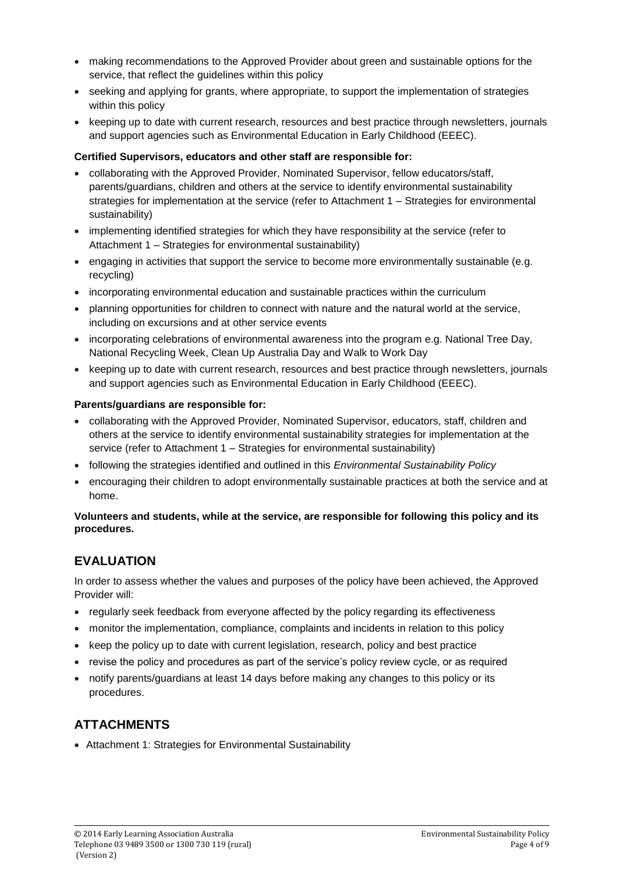- making recommendations to the Approved Provider about green and sustainable options for the service, that reflect the guidelines within this policy
- seeking and applying for grants, where appropriate, to support the implementation of strategies within this policy
- keeping up to date with current research, resources and best practice through newsletters, journals and support agencies such as Environmental Education in Early Childhood (EEEC).

**Certified Supervisors, educators and other staff are responsible for:**

- collaborating with the Approved Provider, Nominated Supervisor, fellow educators/staff, parents/guardians, children and others at the service to identify environmental sustainability strategies for implementation at the service (refer to Attachment 1 – Strategies for environmental sustainability)
- implementing identified strategies for which they have responsibility at the service (refer to Attachment 1 – Strategies for environmental sustainability)
- engaging in activities that support the service to become more environmentally sustainable (e.g. recycling)
- incorporating environmental education and sustainable practices within the curriculum
- planning opportunities for children to connect with nature and the natural world at the service, including on excursions and at other service events
- incorporating celebrations of environmental awareness into the program e.g. National Tree Day, National Recycling Week, Clean Up Australia Day and Walk to Work Day
- keeping up to date with current research, resources and best practice through newsletters, journals and support agencies such as Environmental Education in Early Childhood (EEEC).

**Parents/guardians are responsible for:**

- collaborating with the Approved Provider, Nominated Supervisor, educators, staff, children and others at the service to identify environmental sustainability strategies for implementation at the service (refer to Attachment 1 – Strategies for environmental sustainability)
- following the strategies identified and outlined in this *Environmental Sustainability Policy*
- encouraging their children to adopt environmentally sustainable practices at both the service and at home.

**Volunteers and students, while at the service, are responsible for following this policy and its procedures.**

## EVALUATION

In order to assess whether the values and purposes of the policy have been achieved, the Approved Provider will:

- regularly seek feedback from everyone affected by the policy regarding its effectiveness
- monitor the implementation, compliance, complaints and incidents in relation to this policy
- keep the policy up to date with current legislation, research, policy and best practice
- revise the policy and procedures as part of the service's policy review cycle, or as required
- notify parents/guardians at least 14 days before making any changes to this policy or its procedures.

## ATTACHMENTS

- Attachment 1: Strategies for Environmental Sustainability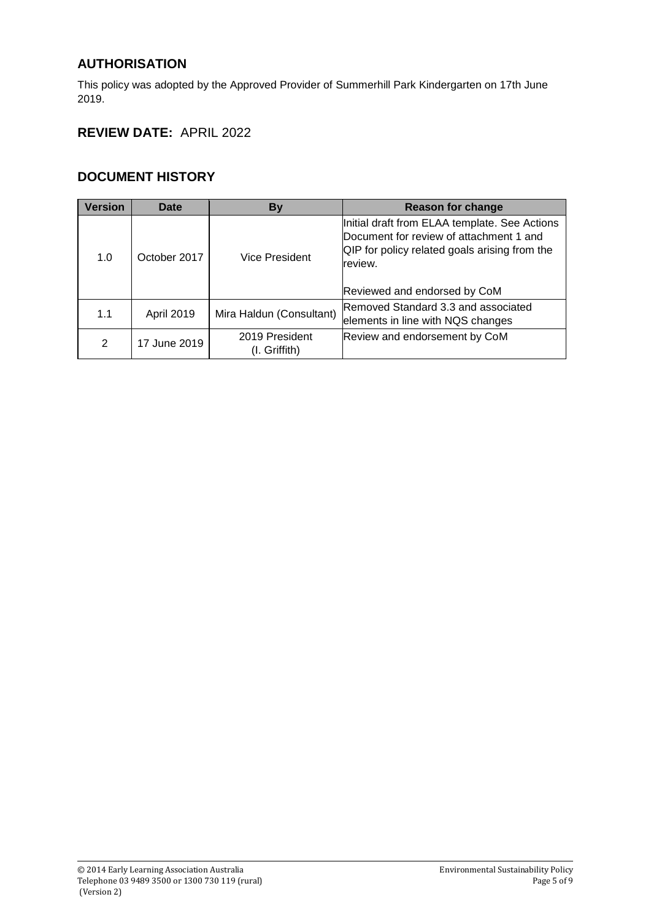## AUTHORISATION

This policy was adopted by the Approved Provider of Summerhill Park Kindergarten on 17th June 2019.

## REVIEW DATE: APRIL 2022

## DOCUMENT HISTORY

| Version | Date | By | Reason for change |
|---|---|---|---|
| 1.0 | October 2017 | Vice President | Initial draft from ELAA template. See Actions Document for review of attachment 1 and QIP for policy related goals arising from the review.<br><br>Reviewed and endorsed by CoM |
| 1.1 | April 2019 | Mira Haldun (Consultant) | Removed Standard 3.3 and associated elements in line with NQS changes |
| 2 | 17 June 2019 | 2019 President (I. Griffith) | Review and endorsement by CoM |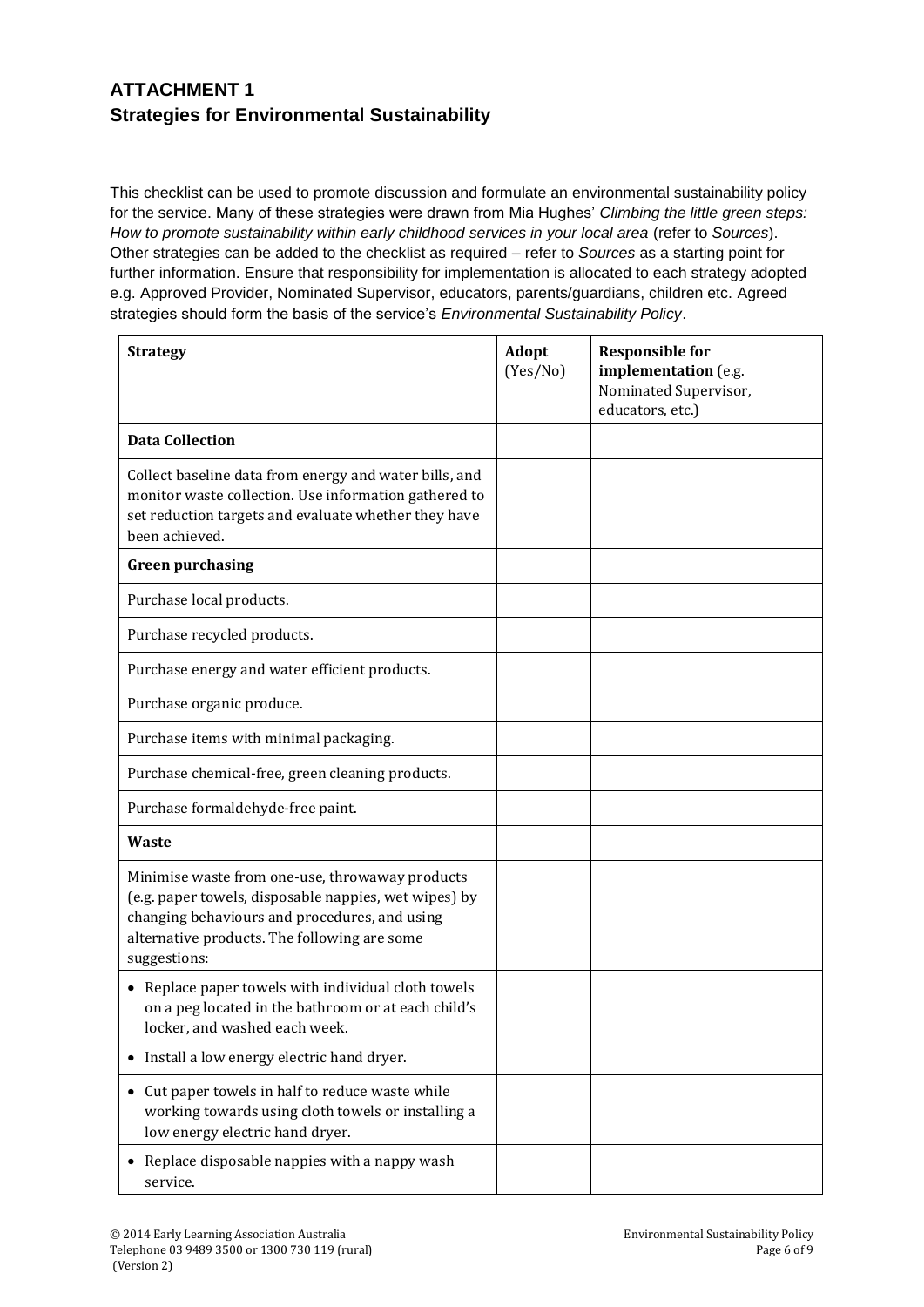## ATTACHMENT 1
## Strategies for Environmental Sustainability

This checklist can be used to promote discussion and formulate an environmental sustainability policy for the service. Many of these strategies were drawn from Mia Hughes' *Climbing the little green steps: How to promote sustainability within early childhood services in your local area* (refer to *Sources*). Other strategies can be added to the checklist as required – refer to *Sources* as a starting point for further information. Ensure that responsibility for implementation is allocated to each strategy adopted e.g. Approved Provider, Nominated Supervisor, educators, parents/guardians, children etc. Agreed strategies should form the basis of the service's *Environmental Sustainability Policy*.

| **Strategy** | **Adopt** (Yes/No) | **Responsible for implementation** (e.g. Nominated Supervisor, educators, etc.) |
|---|---|---|
| **Data Collection** | | |
| Collect baseline data from energy and water bills, and monitor waste collection. Use information gathered to set reduction targets and evaluate whether they have been achieved. | | |
| **Green purchasing** | | |
| Purchase local products. | | |
| Purchase recycled products. | | |
| Purchase energy and water efficient products. | | |
| Purchase organic produce. | | |
| Purchase items with minimal packaging. | | |
| Purchase chemical-free, green cleaning products. | | |
| Purchase formaldehyde-free paint. | | |
| **Waste** | | |
| Minimise waste from one-use, throwaway products (e.g. paper towels, disposable nappies, wet wipes) by changing behaviours and procedures, and using alternative products. The following are some suggestions: | | |
| • Replace paper towels with individual cloth towels on a peg located in the bathroom or at each child's locker, and washed each week. | | |
| • Install a low energy electric hand dryer. | | |
| • Cut paper towels in half to reduce waste while working towards using cloth towels or installing a low energy electric hand dryer. | | |
| • Replace disposable nappies with a nappy wash service. | | |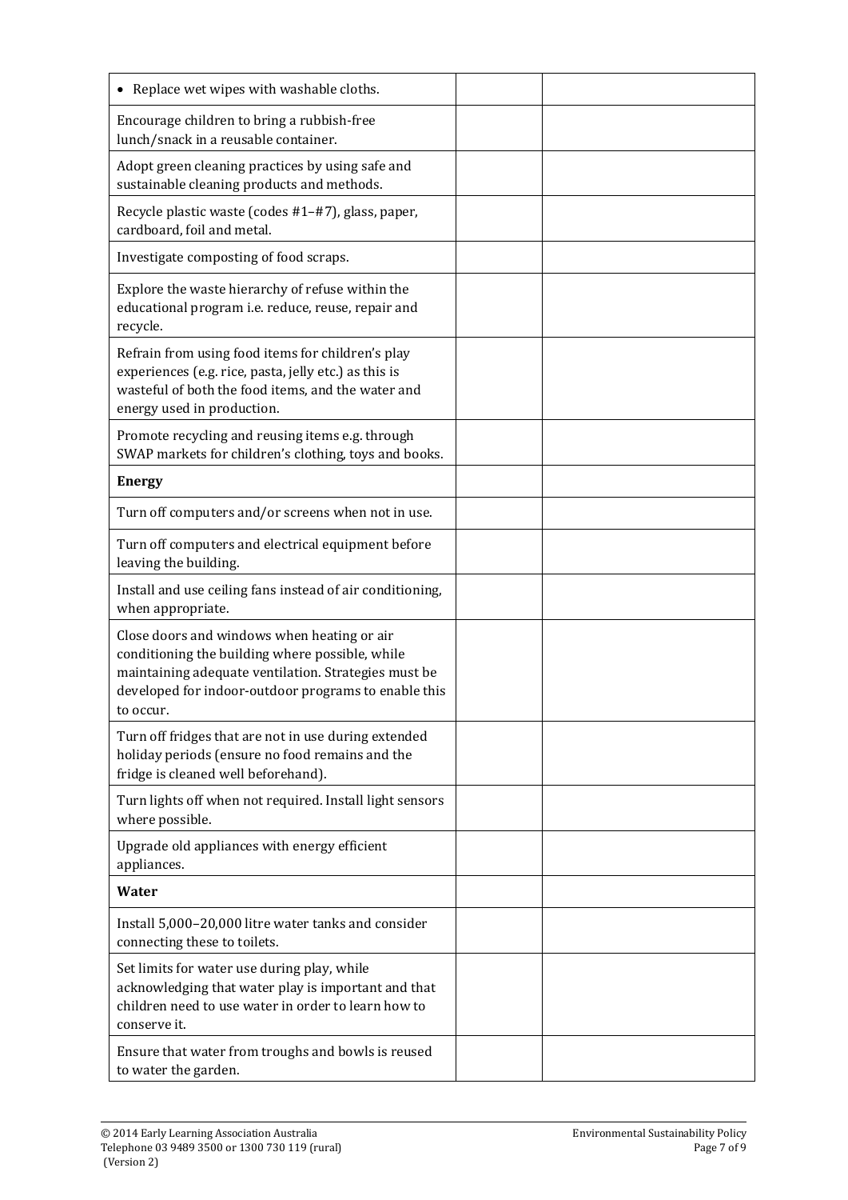| | | |
|---|---|---|
| • Replace wet wipes with washable cloths. | | |
| Encourage children to bring a rubbish-free lunch/snack in a reusable container. | | |
| Adopt green cleaning practices by using safe and sustainable cleaning products and methods. | | |
| Recycle plastic waste (codes #1–#7), glass, paper, cardboard, foil and metal. | | |
| Investigate composting of food scraps. | | |
| Explore the waste hierarchy of refuse within the educational program i.e. reduce, reuse, repair and recycle. | | |
| Refrain from using food items for children's play experiences (e.g. rice, pasta, jelly etc.) as this is wasteful of both the food items, and the water and energy used in production. | | |
| Promote recycling and reusing items e.g. through SWAP markets for children's clothing, toys and books. | | |
| **Energy** | | |
| Turn off computers and/or screens when not in use. | | |
| Turn off computers and electrical equipment before leaving the building. | | |
| Install and use ceiling fans instead of air conditioning, when appropriate. | | |
| Close doors and windows when heating or air conditioning the building where possible, while maintaining adequate ventilation. Strategies must be developed for indoor-outdoor programs to enable this to occur. | | |
| Turn off fridges that are not in use during extended holiday periods (ensure no food remains and the fridge is cleaned well beforehand). | | |
| Turn lights off when not required. Install light sensors where possible. | | |
| Upgrade old appliances with energy efficient appliances. | | |
| **Water** | | |
| Install 5,000–20,000 litre water tanks and consider connecting these to toilets. | | |
| Set limits for water use during play, while acknowledging that water play is important and that children need to use water in order to learn how to conserve it. | | |
| Ensure that water from troughs and bowls is reused to water the garden. | | |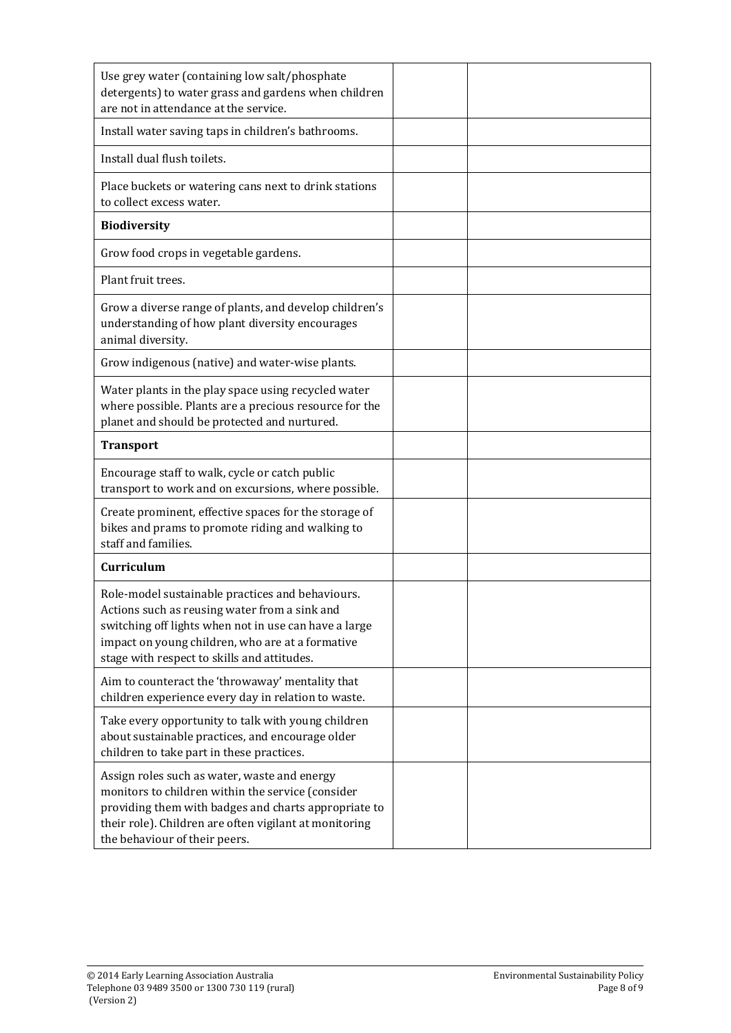| | | |
|---|---|---|
| Use grey water (containing low salt/phosphate detergents) to water grass and gardens when children are not in attendance at the service. | | |
| Install water saving taps in children's bathrooms. | | |
| Install dual flush toilets. | | |
| Place buckets or watering cans next to drink stations to collect excess water. | | |
| **Biodiversity** | | |
| Grow food crops in vegetable gardens. | | |
| Plant fruit trees. | | |
| Grow a diverse range of plants, and develop children's understanding of how plant diversity encourages animal diversity. | | |
| Grow indigenous (native) and water-wise plants. | | |
| Water plants in the play space using recycled water where possible. Plants are a precious resource for the planet and should be protected and nurtured. | | |
| **Transport** | | |
| Encourage staff to walk, cycle or catch public transport to work and on excursions, where possible. | | |
| Create prominent, effective spaces for the storage of bikes and prams to promote riding and walking to staff and families. | | |
| **Curriculum** | | |
| Role-model sustainable practices and behaviours. Actions such as reusing water from a sink and switching off lights when not in use can have a large impact on young children, who are at a formative stage with respect to skills and attitudes. | | |
| Aim to counteract the 'throwaway' mentality that children experience every day in relation to waste. | | |
| Take every opportunity to talk with young children about sustainable practices, and encourage older children to take part in these practices. | | |
| Assign roles such as water, waste and energy monitors to children within the service (consider providing them with badges and charts appropriate to their role). Children are often vigilant at monitoring the behaviour of their peers. | | |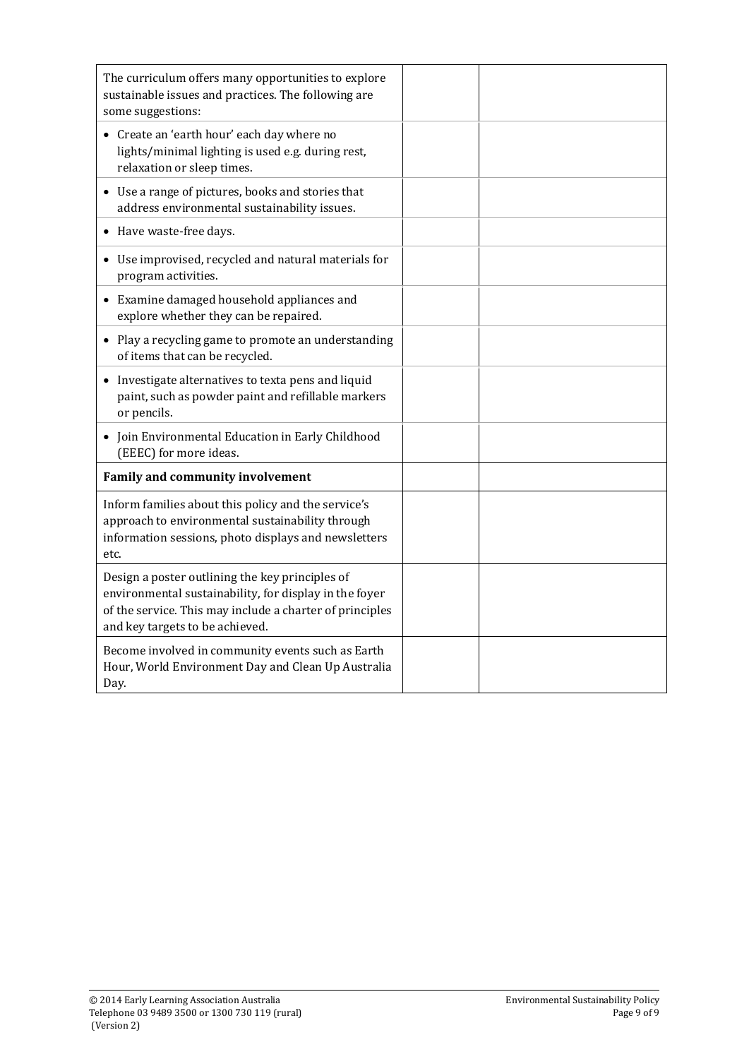| | | |
|---|---|---|
| The curriculum offers many opportunities to explore sustainable issues and practices. The following are some suggestions: | | |
| • Create an 'earth hour' each day where no lights/minimal lighting is used e.g. during rest, relaxation or sleep times. | | |
| • Use a range of pictures, books and stories that address environmental sustainability issues. | | |
| • Have waste-free days. | | |
| • Use improvised, recycled and natural materials for program activities. | | |
| • Examine damaged household appliances and explore whether they can be repaired. | | |
| • Play a recycling game to promote an understanding of items that can be recycled. | | |
| • Investigate alternatives to texta pens and liquid paint, such as powder paint and refillable markers or pencils. | | |
| • Join Environmental Education in Early Childhood (EEEC) for more ideas. | | |
| **Family and community involvement** | | |
| Inform families about this policy and the service's approach to environmental sustainability through information sessions, photo displays and newsletters etc. | | |
| Design a poster outlining the key principles of environmental sustainability, for display in the foyer of the service. This may include a charter of principles and key targets to be achieved. | | |
| Become involved in community events such as Earth Hour, World Environment Day and Clean Up Australia Day. | | |